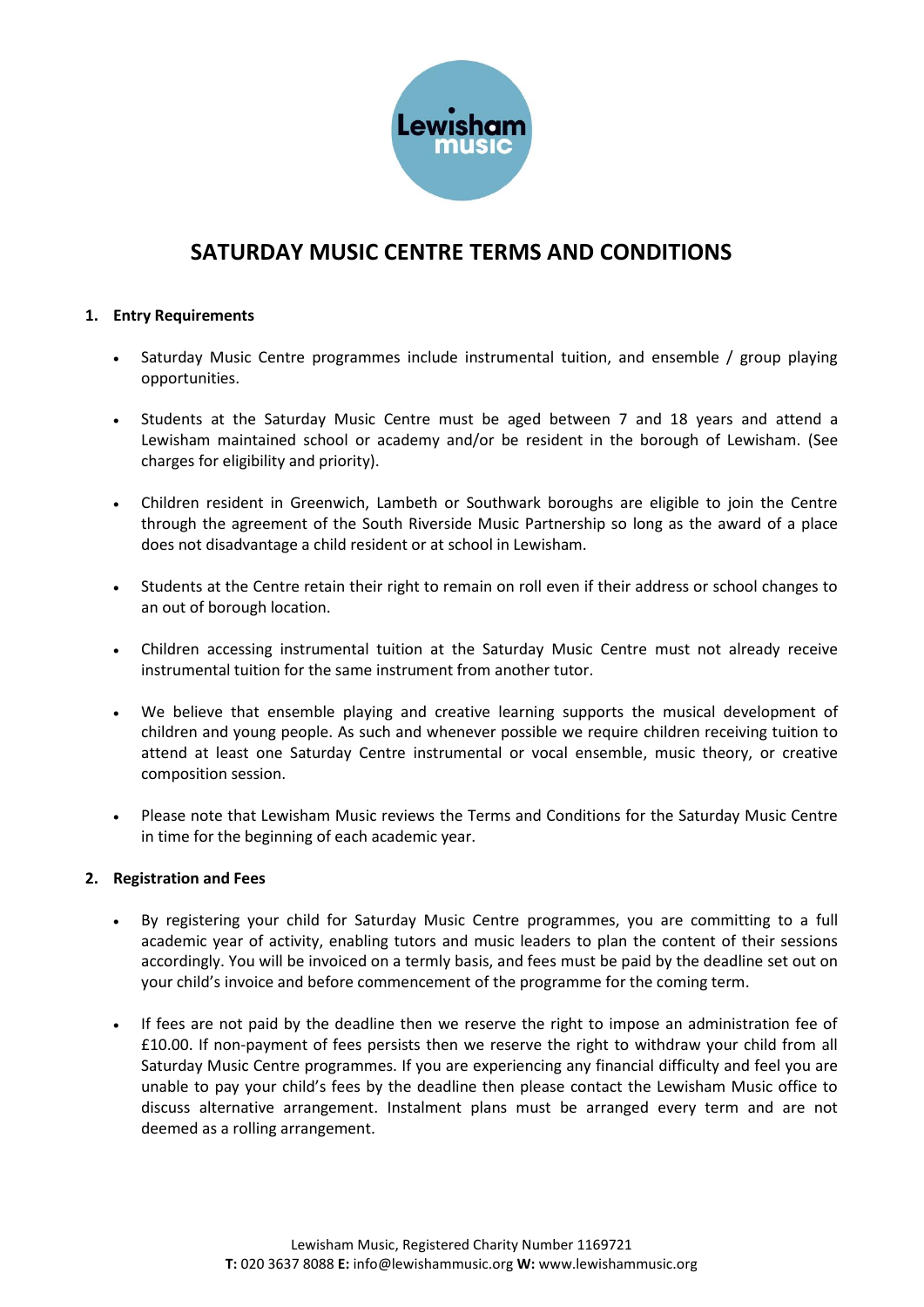# SATURDAY MUSIC CENTRE TERMS AND CONDITIONS

## 1. Entry Requirements

- Saturday Music Centre programmes include instrumental tuition, and ensemble / group playing opportunities.
- Students at the Saturday Music Centre must be aged between 7 and 18 years and attend a Lewisham maintained school or academy and/or be resident in the borough of Lewisham. (See charges for eligibility and priority).
- Children resident in Greenwich, Lambeth or Southwark boroughs are eligible to join the Centre through the agreement of the South Riverside Music Partnership so long as the award of a place does not disadvantage a child resident or at school in Lewisham.
- Students at the Centre retain their right to remain on roll even if their address or school changes to an out of borough location.
- Children accessing instrumental tuition at the Saturday Music Centre must not already receive instrumental tuition for the same instrument from another tutor.
- We believe that ensemble playing and creative learning supports the musical development of children and young people. As such and whenever possible we require children receiving tuition to attend at least one Saturday Centre instrumental or vocal ensemble, music theory, or creative composition session.
- Please note that Lewisham Music reviews the Terms and Conditions for the Saturday Music Centre in time for the beginning of each academic year.

## 2. Registration and Fees

- By registering your child for Saturday Music Centre programmes, you are committing to a full academic year of activity, enabling tutors and music leaders to plan the content of their sessions accordingly. You will be invoiced on a termly basis, and fees must be paid by the deadline set out on your child's invoice and before commencement of the programme for the coming term.
- If fees are not paid by the deadline then we reserve the right to impose an administration fee of £10.00. If non-payment of fees persists then we reserve the right to withdraw your child from all Saturday Music Centre programmes. If you are experiencing any financial difficulty and feel you are unable to pay your child's fees by the deadline then please contact the Lewisham Music office to discuss alternative arrangement. Instalment plans must be arranged every term and are not deemed as a rolling arrangement.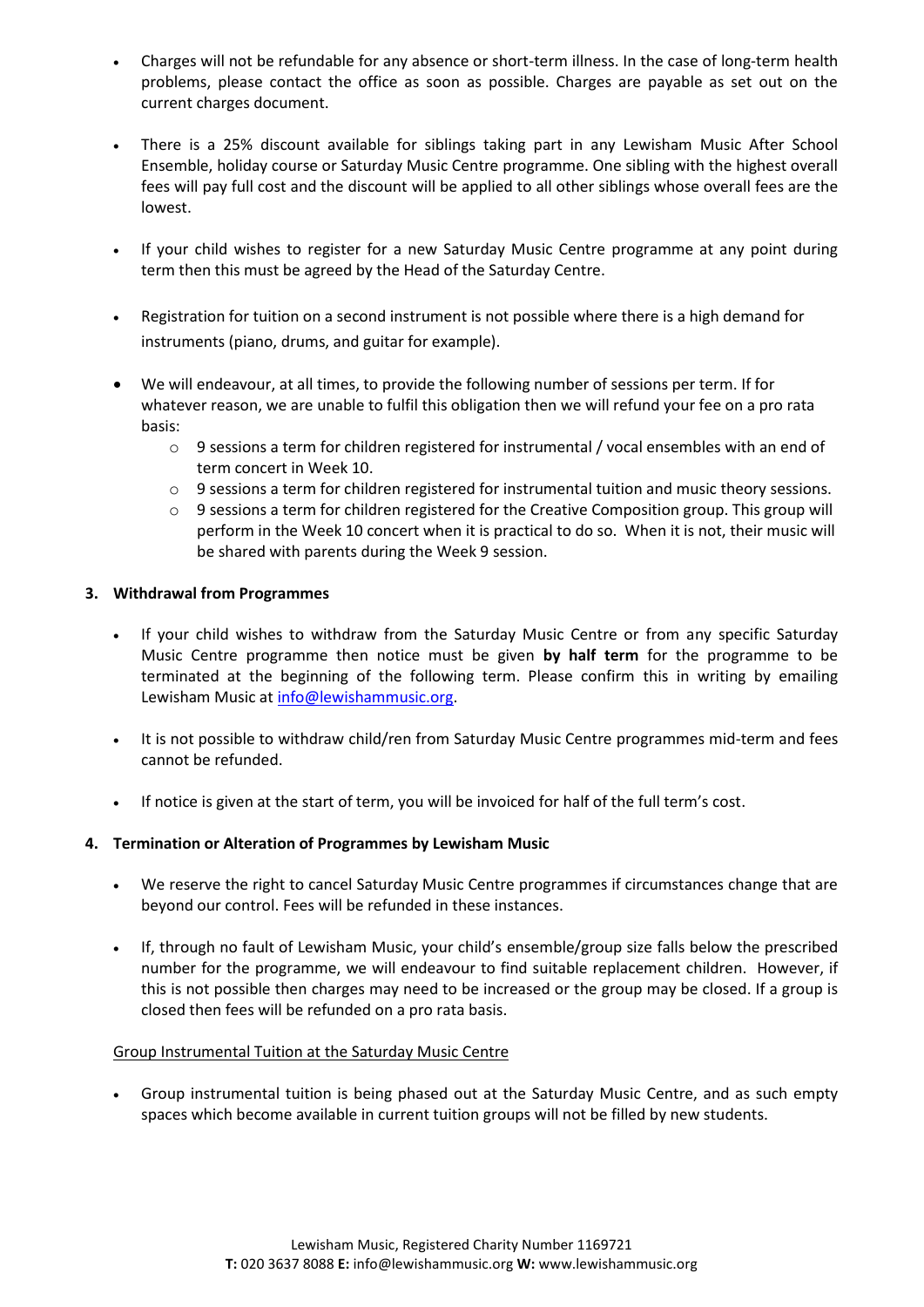- Charges will not be refundable for any absence or short-term illness. In the case of long-term health problems, please contact the office as soon as possible. Charges are payable as set out on the current charges document.

- There is a 25% discount available for siblings taking part in any Lewisham Music After School Ensemble, holiday course or Saturday Music Centre programme. One sibling with the highest overall fees will pay full cost and the discount will be applied to all other siblings whose overall fees are the lowest.

- If your child wishes to register for a new Saturday Music Centre programme at any point during term then this must be agreed by the Head of the Saturday Centre.

- Registration for tuition on a second instrument is not possible where there is a high demand for instruments (piano, drums, and guitar for example).

- We will endeavour, at all times, to provide the following number of sessions per term. If for whatever reason, we are unable to fulfil this obligation then we will refund your fee on a pro rata basis:
  - 9 sessions a term for children registered for instrumental / vocal ensembles with an end of term concert in Week 10.
  - 9 sessions a term for children registered for instrumental tuition and music theory sessions.
  - 9 sessions a term for children registered for the Creative Composition group. This group will perform in the Week 10 concert when it is practical to do so. When it is not, their music will be shared with parents during the Week 9 session.

## 3. Withdrawal from Programmes

- If your child wishes to withdraw from the Saturday Music Centre or from any specific Saturday Music Centre programme then notice must be given **by half term** for the programme to be terminated at the beginning of the following term. Please confirm this in writing by emailing Lewisham Music at info@lewishammusic.org.

- It is not possible to withdraw child/ren from Saturday Music Centre programmes mid-term and fees cannot be refunded.

- If notice is given at the start of term, you will be invoiced for half of the full term's cost.

## 4. Termination or Alteration of Programmes by Lewisham Music

- We reserve the right to cancel Saturday Music Centre programmes if circumstances change that are beyond our control. Fees will be refunded in these instances.

- If, through no fault of Lewisham Music, your child's ensemble/group size falls below the prescribed number for the programme, we will endeavour to find suitable replacement children. However, if this is not possible then charges may need to be increased or the group may be closed. If a group is closed then fees will be refunded on a pro rata basis.

Group Instrumental Tuition at the Saturday Music Centre

- Group instrumental tuition is being phased out at the Saturday Music Centre, and as such empty spaces which become available in current tuition groups will not be filled by new students.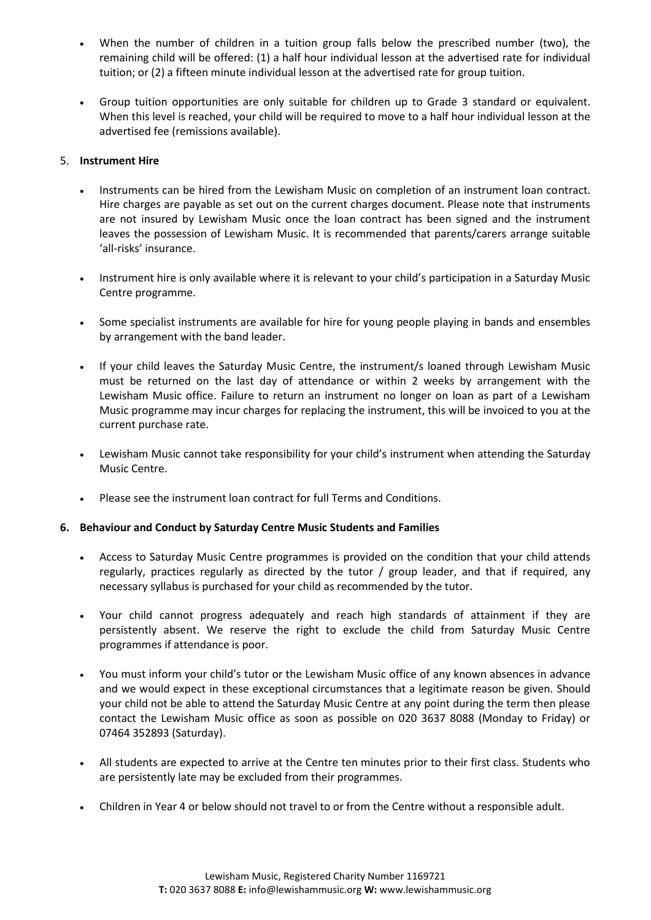- When the number of children in a tuition group falls below the prescribed number (two), the remaining child will be offered: (1) a half hour individual lesson at the advertised rate for individual tuition; or (2) a fifteen minute individual lesson at the advertised rate for group tuition.

- Group tuition opportunities are only suitable for children up to Grade 3 standard or equivalent. When this level is reached, your child will be required to move to a half hour individual lesson at the advertised fee (remissions available).

5. **Instrument Hire**

- Instruments can be hired from the Lewisham Music on completion of an instrument loan contract. Hire charges are payable as set out on the current charges document. Please note that instruments are not insured by Lewisham Music once the loan contract has been signed and the instrument leaves the possession of Lewisham Music. It is recommended that parents/carers arrange suitable 'all-risks' insurance.

- Instrument hire is only available where it is relevant to your child's participation in a Saturday Music Centre programme.

- Some specialist instruments are available for hire for young people playing in bands and ensembles by arrangement with the band leader.

- If your child leaves the Saturday Music Centre, the instrument/s loaned through Lewisham Music must be returned on the last day of attendance or within 2 weeks by arrangement with the Lewisham Music office. Failure to return an instrument no longer on loan as part of a Lewisham Music programme may incur charges for replacing the instrument, this will be invoiced to you at the current purchase rate.

- Lewisham Music cannot take responsibility for your child's instrument when attending the Saturday Music Centre.

- Please see the instrument loan contract for full Terms and Conditions.

**6. Behaviour and Conduct by Saturday Centre Music Students and Families**

- Access to Saturday Music Centre programmes is provided on the condition that your child attends regularly, practices regularly as directed by the tutor / group leader, and that if required, any necessary syllabus is purchased for your child as recommended by the tutor.

- Your child cannot progress adequately and reach high standards of attainment if they are persistently absent. We reserve the right to exclude the child from Saturday Music Centre programmes if attendance is poor.

- You must inform your child's tutor or the Lewisham Music office of any known absences in advance and we would expect in these exceptional circumstances that a legitimate reason be given. Should your child not be able to attend the Saturday Music Centre at any point during the term then please contact the Lewisham Music office as soon as possible on 020 3637 8088 (Monday to Friday) or 07464 352893 (Saturday).

- All students are expected to arrive at the Centre ten minutes prior to their first class. Students who are persistently late may be excluded from their programmes.

- Children in Year 4 or below should not travel to or from the Centre without a responsible adult.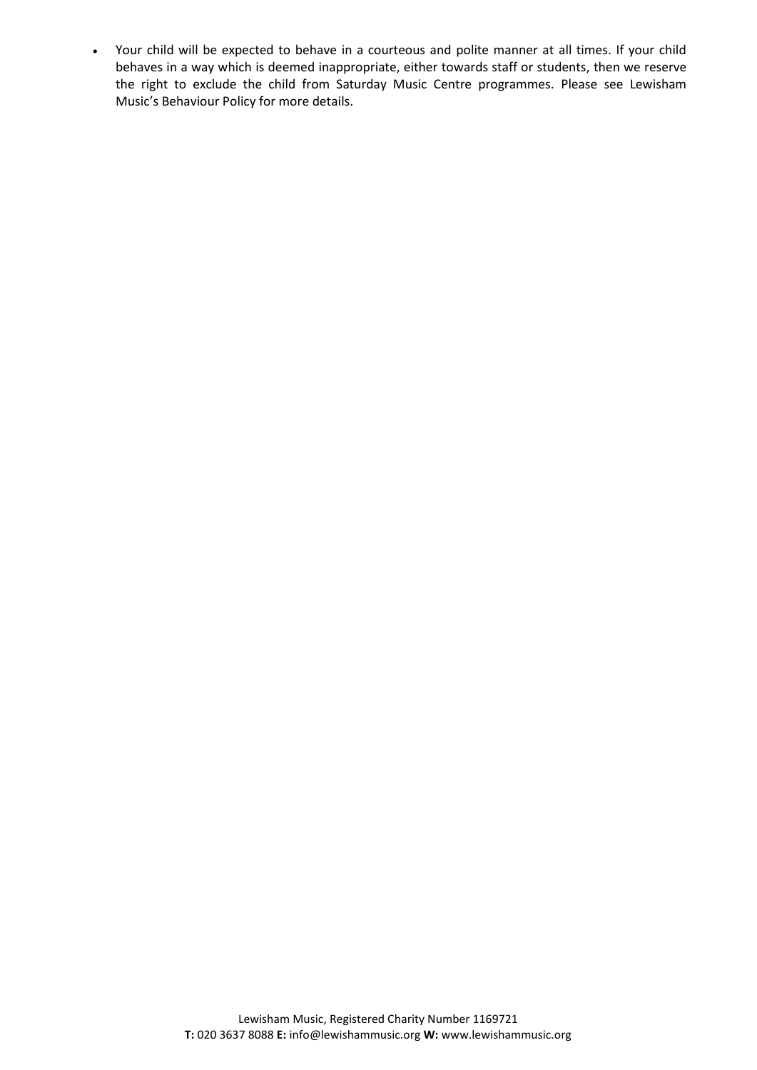- Your child will be expected to behave in a courteous and polite manner at all times. If your child behaves in a way which is deemed inappropriate, either towards staff or students, then we reserve the right to exclude the child from Saturday Music Centre programmes. Please see Lewisham Music's Behaviour Policy for more details.